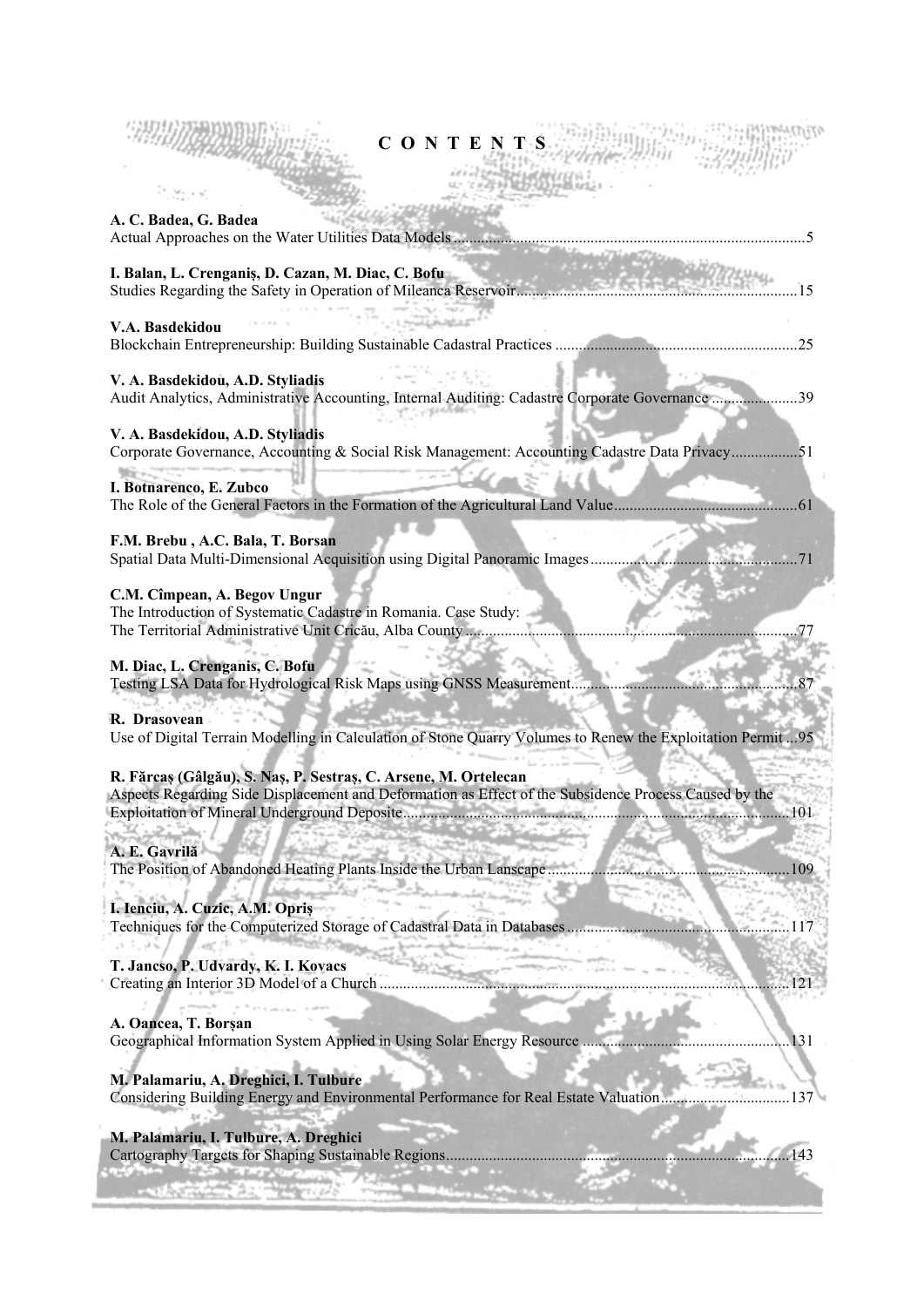# CONTENTS

**A. C. Badea, G. Badea**
Actual Approaches on the Water Utilities Data Models ........................................................................................5

**I. Balan, L. Crenganiş, D. Cazan, M. Diac, C. Bofu**
Studies Regarding the Safety in Operation of Mileanca Reservoir........................................................................15

**V.A. Basdekidou**
Blockchain Entrepreneurship: Building Sustainable Cadastral Practices ..............................................................25

**V. A. Basdekidou, A.D. Styliadis**
Audit Analytics, Administrative Accounting, Internal Auditing: Cadastre Corporate Governance ......................39

**V. A. Basdekidou, A.D. Styliadis**
Corporate Governance, Accounting & Social Risk Management: Accounting Cadastre Data Privacy.................51

**I. Botnarenco, E. Zubco**
The Role of the General Factors in the Formation of the Agricultural Land Value...............................................61

**F.M. Brebu , A.C. Bala, T. Borsan**
Spatial Data Multi-Dimensional Acquisition using Digital Panoramic Images.....................................................71

**C.M. Câmpean, A. Begov Ungur**
The Introduction of Systematic Cadastre in Romania. Case Study:
The Territorial Administrative Unit Cricău, Alba County.....................................................................................77

**M. Diac, L. Crenganis, C. Bofu**
Testing LSA Data for Hydrological Risk Maps using GNSS Measurement..........................................................87

**R. Drasovean**
Use of Digital Terrain Modelling in Calculation of Stone Quarry Volumes to Renew the Exploitation Permit ...95

**R. Fărcaş (Gâlgău), S. Naş, P. Sestraş, C. Arsene, M. Ortelecan**
Aspects Regarding Side Displacement and Deformation as Effect of the Subsidence Process Caused by the Exploitation of Mineral Underground Deposite..................................................................................................101

**A. E. Gavrilă**
The Position of Abandoned Heating Plants Inside the Urban Lanscape..............................................................109

**I. Ienciu, A. Cuzic, A.M. Opriş**
Techniques for the Computerized Storage of Cadastral Data in Databases.........................................................117

**T. Jancso, P. Udvardy, K. I. Kovacs**
Creating an Interior 3D Model of a Church ........................................................................................................121

**A. Oancea, T. Borşan**
Geographical Information System Applied in Using Solar Energy Resource .....................................................131

**M. Palamariu, A. Dreghici, I. Tulbure**
Considering Building Energy and Environmental Performance for Real Estate Valuation.................................137

**M. Palamariu, I. Tulbure, A. Dreghici**
Cartography Targets for Shaping Sustainable Regions........................................................................................143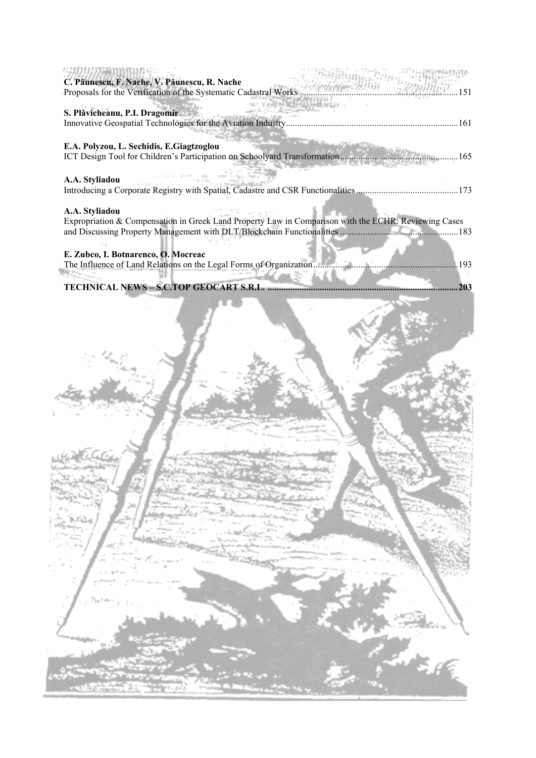**C. Păunescu, F. Nache, V. Păunescu, R. Nache**
Proposals for the Verification of the Systematic Cadastral Works ......................................................................151

**S. Plăvicheanu, P.I. Dragomir**
Innovative Geospatial Technologies for the Aviation Industry...........................................................................161

**E.A. Polyzou, L. Sechidis, E.Giagtzoglou**
ICT Design Tool for Children's Participation on Schoolyard Transformation ...................................................165

**A.A. Styliadou**
Introducing a Corporate Registry with Spatial, Cadastre and CSR Functionalities ............................................173

**A.A. Styliadou**
Expropriation & Compensation in Greek Land Property Law in Comparison with the ECHR: Reviewing Cases and Discussing Property Management with DLT/Blockchain Functionalities ....................................................183

**E. Zubco, I. Botnarenco, O. Mocreac**
The Influence of Land Relations on the Legal Forms of Organization................................................................193

**TECHNICAL NEWS – S.C.TOP GEOCART S.R.L. ...................................................................................203**